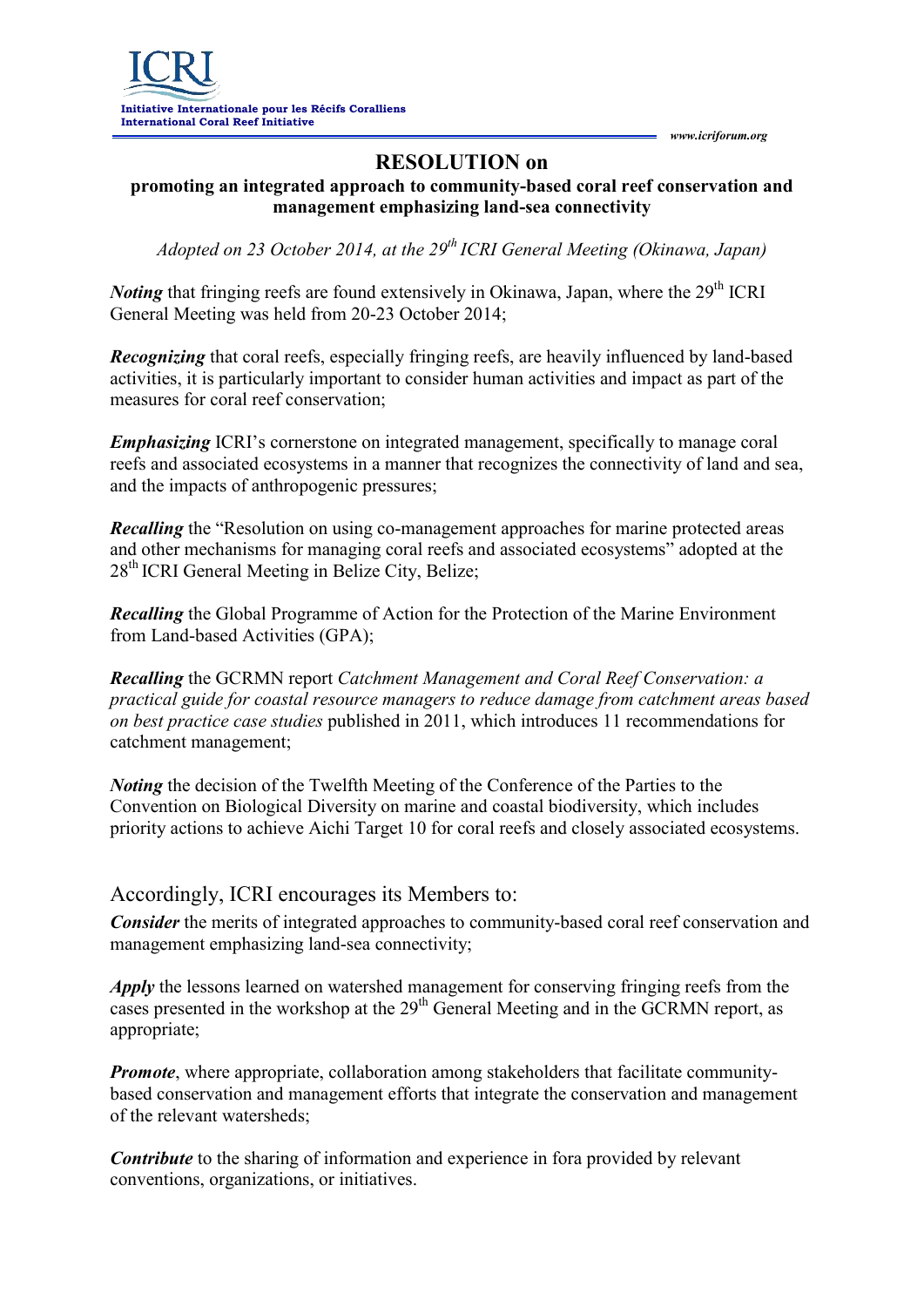# RESOLUTION on

## promoting an integrated approach to community-based coral reef conservation and management emphasizing land-sea connectivity

*Adopted on 23 October 2014, at the 29th ICRI General Meeting (Okinawa, Japan)*

***Noting*** that fringing reefs are found extensively in Okinawa, Japan, where the 29th ICRI General Meeting was held from 20-23 October 2014;

***Recognizing*** that coral reefs, especially fringing reefs, are heavily influenced by land-based activities, it is particularly important to consider human activities and impact as part of the measures for coral reef conservation;

***Emphasizing*** ICRI's cornerstone on integrated management, specifically to manage coral reefs and associated ecosystems in a manner that recognizes the connectivity of land and sea, and the impacts of anthropogenic pressures;

***Recalling*** the "Resolution on using co-management approaches for marine protected areas and other mechanisms for managing coral reefs and associated ecosystems" adopted at the 28th ICRI General Meeting in Belize City, Belize;

***Recalling*** the Global Programme of Action for the Protection of the Marine Environment from Land-based Activities (GPA);

***Recalling*** the GCRMN report *Catchment Management and Coral Reef Conservation: a practical guide for coastal resource managers to reduce damage from catchment areas based on best practice case studies* published in 2011, which introduces 11 recommendations for catchment management;

***Noting*** the decision of the Twelfth Meeting of the Conference of the Parties to the Convention on Biological Diversity on marine and coastal biodiversity, which includes priority actions to achieve Aichi Target 10 for coral reefs and closely associated ecosystems.

## Accordingly, ICRI encourages its Members to:

***Consider*** the merits of integrated approaches to community-based coral reef conservation and management emphasizing land-sea connectivity;

***Apply*** the lessons learned on watershed management for conserving fringing reefs from the cases presented in the workshop at the 29th General Meeting and in the GCRMN report, as appropriate;

***Promote***, where appropriate, collaboration among stakeholders that facilitate community-based conservation and management efforts that integrate the conservation and management of the relevant watersheds;

***Contribute*** to the sharing of information and experience in fora provided by relevant conventions, organizations, or initiatives.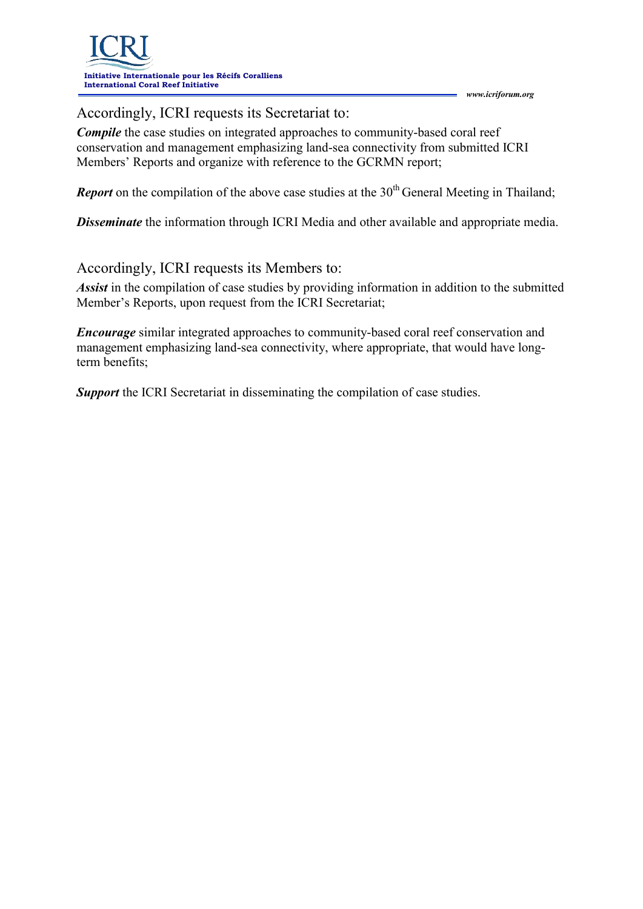## Accordingly, ICRI requests its Secretariat to:

***Compile*** the case studies on integrated approaches to community-based coral reef conservation and management emphasizing land-sea connectivity from submitted ICRI Members' Reports and organize with reference to the GCRMN report;

***Report*** on the compilation of the above case studies at the 30th General Meeting in Thailand;

***Disseminate*** the information through ICRI Media and other available and appropriate media.

## Accordingly, ICRI requests its Members to:

***Assist*** in the compilation of case studies by providing information in addition to the submitted Member's Reports, upon request from the ICRI Secretariat;

***Encourage*** similar integrated approaches to community-based coral reef conservation and management emphasizing land-sea connectivity, where appropriate, that would have long-term benefits;

***Support*** the ICRI Secretariat in disseminating the compilation of case studies.